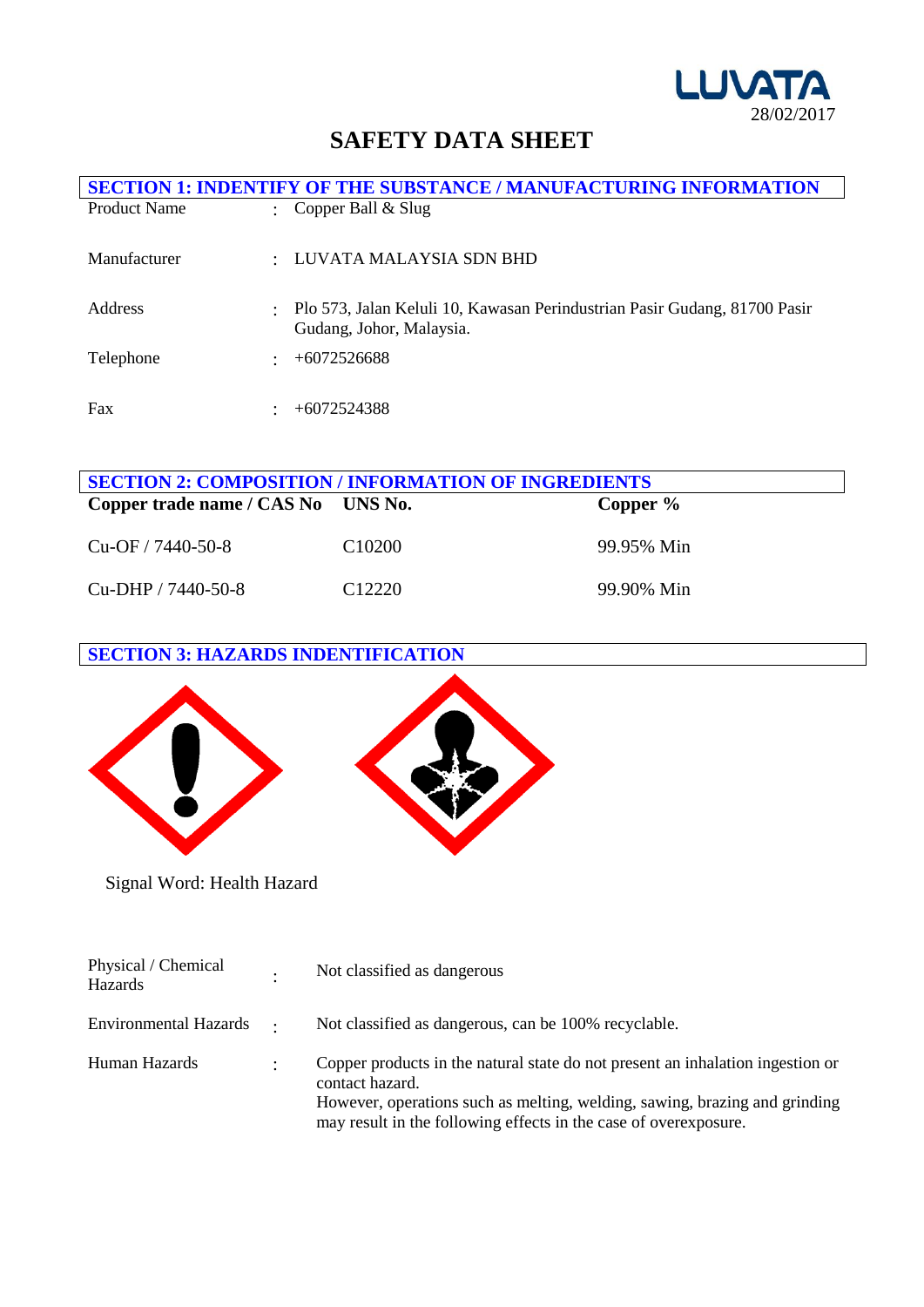LUVATA
28/02/2017

# SAFETY DATA SHEET

## SECTION 1: INDENTIFY OF THE SUBSTANCE / MANUFACTURING INFORMATION

| | | |
|---|---|---|
| Product Name | : | Copper Ball & Slug |
| Manufacturer | : | LUVATA MALAYSIA SDN BHD |
| Address | : | Plo 573, Jalan Keluli 10, Kawasan Perindustrian Pasir Gudang, 81700 Pasir Gudang, Johor, Malaysia. |
| Telephone | : | +6072526688 |
| Fax | : | +6072524388 |

## SECTION 2: COMPOSITION / INFORMATION OF INGREDIENTS

| Copper trade name / CAS No | UNS No. | Copper % |
|---|---|---|
| Cu-OF / 7440-50-8 | C10200 | 99.95% Min |
| Cu-DHP / 7440-50-8 | C12220 | 99.90% Min |

## SECTION 3: HAZARDS INDENTIFICATION

Signal Word: Health Hazard

| | | |
|---|---|---|
| Physical / Chemical Hazards | : | Not classified as dangerous |
| Environmental Hazards | : | Not classified as dangerous, can be 100% recyclable. |
| Human Hazards | : | Copper products in the natural state do not present an inhalation ingestion or contact hazard. However, operations such as melting, welding, sawing, brazing and grinding may result in the following effects in the case of overexposure. |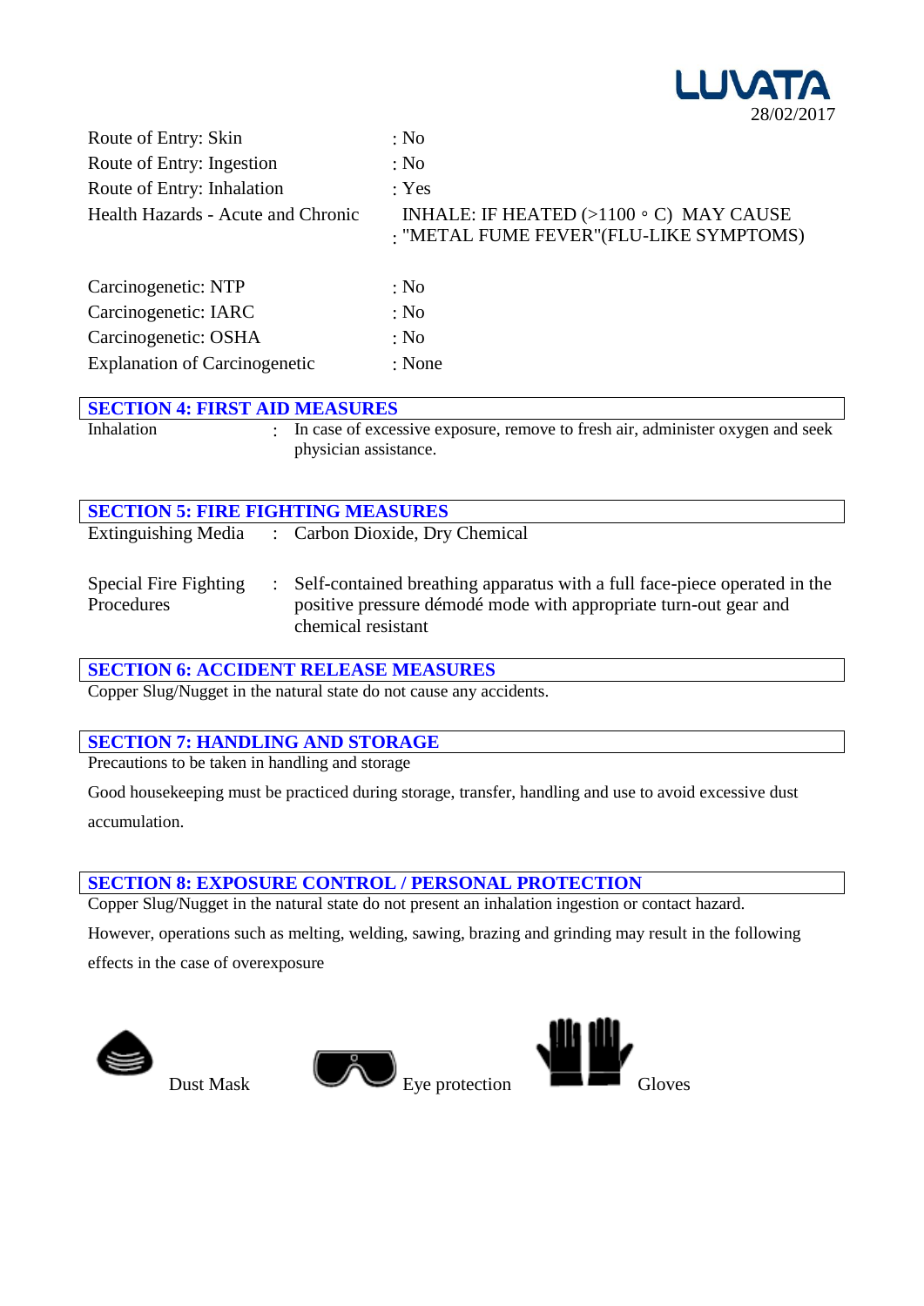| | |
|---|---|
| Route of Entry: Skin | : No |
| Route of Entry: Ingestion | : No |
| Route of Entry: Inhalation | : Yes |
| Health Hazards - Acute and Chronic | : INHALE: IF HEATED (>1100 ∘ C) MAY CAUSE "METAL FUME FEVER"(FLU-LIKE SYMPTOMS) |
| Carcinogenetic: NTP | : No |
| Carcinogenetic: IARC | : No |
| Carcinogenetic: OSHA | : No |
| Explanation of Carcinogenetic | : None |

## SECTION 4: FIRST AID MEASURES

| | |
|---|---|
| Inhalation | : In case of excessive exposure, remove to fresh air, administer oxygen and seek physician assistance. |

## SECTION 5: FIRE FIGHTING MEASURES

| | |
|---|---|
| Extinguishing Media | : Carbon Dioxide, Dry Chemical |
| Special Fire Fighting Procedures | : Self-contained breathing apparatus with a full face-piece operated in the positive pressure démodé mode with appropriate turn-out gear and chemical resistant |

## SECTION 6: ACCIDENT RELEASE MEASURES

Copper Slug/Nugget in the natural state do not cause any accidents.

## SECTION 7: HANDLING AND STORAGE

Precautions to be taken in handling and storage

Good housekeeping must be practiced during storage, transfer, handling and use to avoid excessive dust accumulation.

## SECTION 8: EXPOSURE CONTROL / PERSONAL PROTECTION

Copper Slug/Nugget in the natural state do not present an inhalation ingestion or contact hazard.

However, operations such as melting, welding, sawing, brazing and grinding may result in the following effects in the case of overexposure

Dust Mask Eye protection Gloves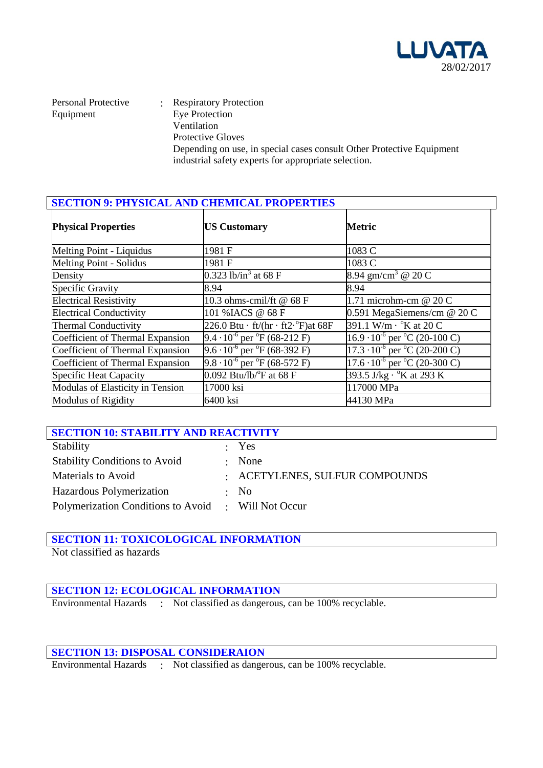Personal Protective Equipment : Respiratory Protection
Eye Protection
Ventilation
Protective Gloves
Depending on use, in special cases consult Other Protective Equipment industrial safety experts for appropriate selection.

## SECTION 9: PHYSICAL AND CHEMICAL PROPERTIES

| **Physical Properties** | **US Customary** | **Metric** |
|---|---|---|
| Melting Point - Liquidus | 1981 F | 1083 C |
| Melting Point - Solidus | 1981 F | 1083 C |
| Density | 0.323 $lb/in^3$ at 68 F | 8.94 $gm/cm^3$ @ 20 C |
| Specific Gravity | 8.94 | 8.94 |
| Electrical Resistivity | 10.3 ohms-cmil/ft @ 68 F | 1.71 microhm-cm @ 20 C |
| Electrical Conductivity | 101 %IACS @ 68 F | 0.591 MegaSiemens/cm @ 20 C |
| Thermal Conductivity | 226.0 Btu · ft/(hr · ft2·$^{o}$F)at 68F | 391.1 W/m · $^{o}$K at 20 C |
| Coefficient of Thermal Expansion | $9.4 \cdot 10^{-6}$ per $^{o}$F (68-212 F) | $16.9 \cdot 10^{-6}$ per $^{o}$C (20-100 C) |
| Coefficient of Thermal Expansion | $9.6 \cdot 10^{-6}$ per $^{o}$F (68-392 F) | $17.3 \cdot 10^{-6}$ per $^{o}$C (20-200 C) |
| Coefficient of Thermal Expansion | $9.8 \cdot 10^{-6}$ per $^{o}$F (68-572 F) | $17.6 \cdot 10^{-6}$ per $^{o}$C (20-300 C) |
| Specific Heat Capacity | 0.092 Btu/lb/$^{o}$F at 68 F | 393.5 J/kg · $^{o}$K at 293 K |
| Modulas of Elasticity in Tension | 17000 ksi | 117000 MPa |
| Modulus of Rigidity | 6400 ksi | 44130 MPa |

## SECTION 10: STABILITY AND REACTIVITY

Stability : Yes
Stability Conditions to Avoid : None
Materials to Avoid : ACETYLENES, SULFUR COMPOUNDS
Hazardous Polymerization : No
Polymerization Conditions to Avoid : Will Not Occur

## SECTION 11: TOXICOLOGICAL INFORMATION

Not classified as hazards

## SECTION 12: ECOLOGICAL INFORMATION

Environmental Hazards : Not classified as dangerous, can be 100% recyclable.

## SECTION 13: DISPOSAL CONSIDERAION

Environmental Hazards : Not classified as dangerous, can be 100% recyclable.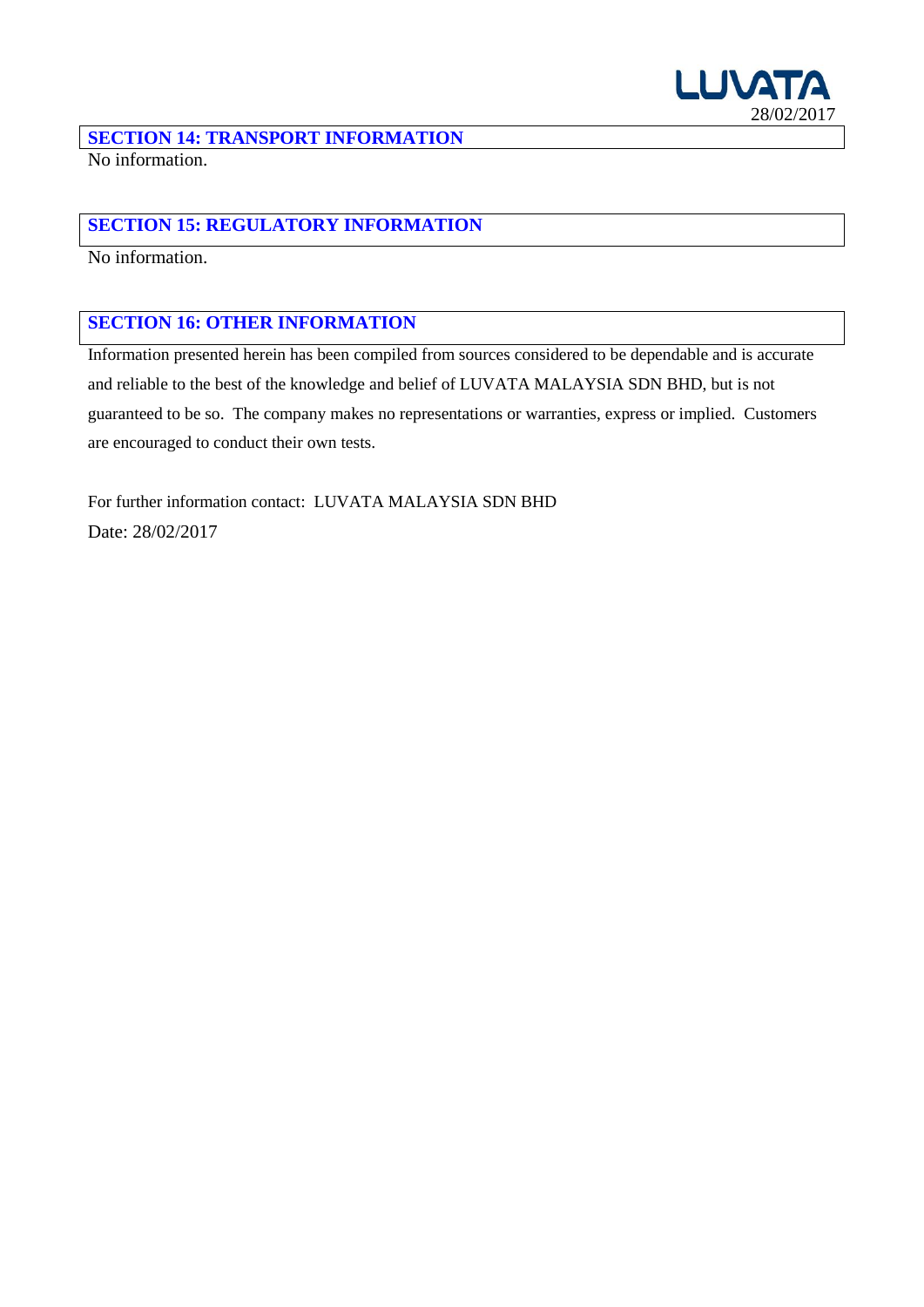## SECTION 14: TRANSPORT INFORMATION

No information.

## SECTION 15: REGULATORY INFORMATION

No information.

## SECTION 16: OTHER INFORMATION

Information presented herein has been compiled from sources considered to be dependable and is accurate and reliable to the best of the knowledge and belief of LUVATA MALAYSIA SDN BHD, but is not guaranteed to be so. The company makes no representations or warranties, express or implied. Customers are encouraged to conduct their own tests.

For further information contact: LUVATA MALAYSIA SDN BHD

Date: 28/02/2017